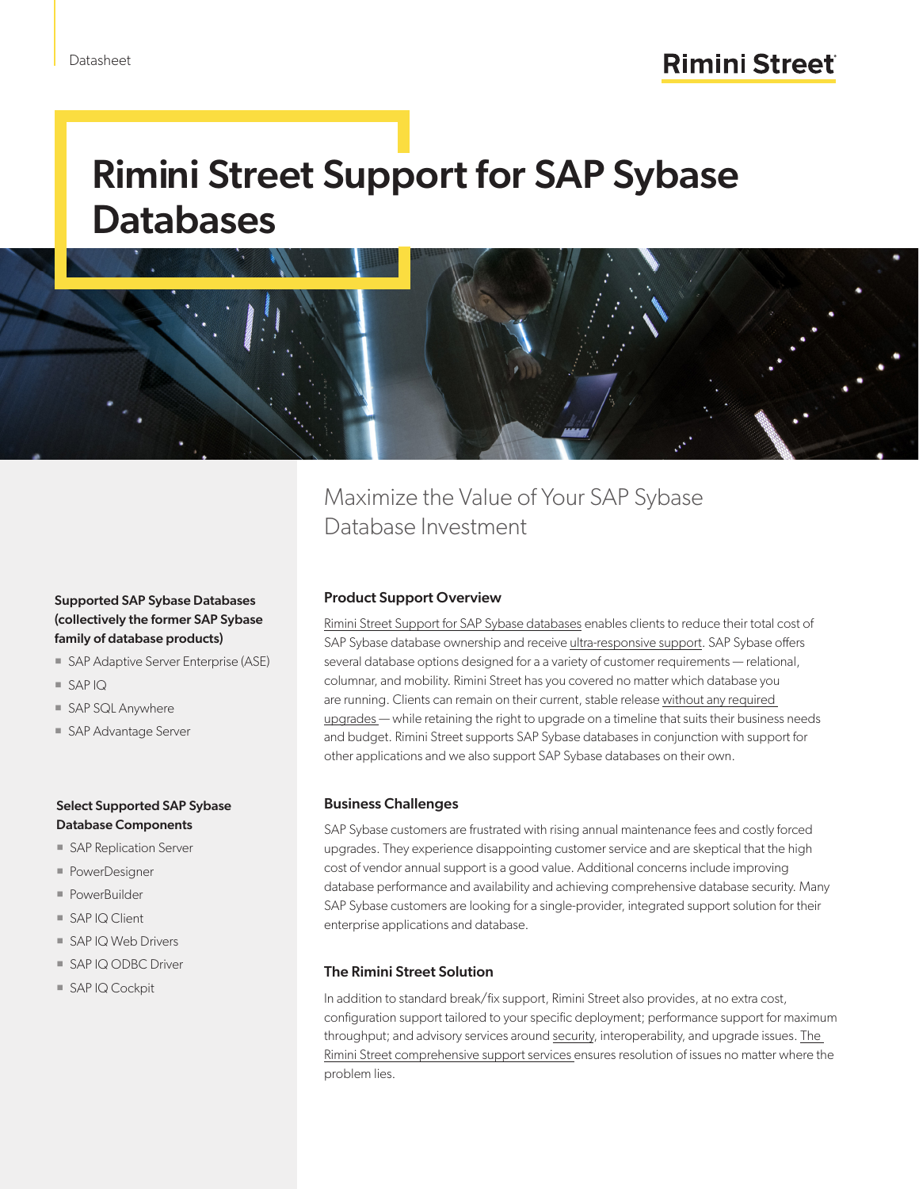Datasheet

Rimini Street

# Rimini Street Support for SAP Sybase Databases

## Maximize the Value of Your SAP Sybase Database Investment

### Product Support Overview

Rimini Street Support for SAP Sybase databases enables clients to reduce their total cost of SAP Sybase database ownership and receive ultra-responsive support. SAP Sybase offers several database options designed for a a variety of customer requirements — relational, columnar, and mobility. Rimini Street has you covered no matter which database you are running. Clients can remain on their current, stable release without any required upgrades — while retaining the right to upgrade on a timeline that suits their business needs and budget. Rimini Street supports SAP Sybase databases in conjunction with support for other applications and we also support SAP Sybase databases on their own.

### Business Challenges

SAP Sybase customers are frustrated with rising annual maintenance fees and costly forced upgrades. They experience disappointing customer service and are skeptical that the high cost of vendor annual support is a good value. Additional concerns include improving database performance and availability and achieving comprehensive database security. Many SAP Sybase customers are looking for a single-provider, integrated support solution for their enterprise applications and database.

### The Rimini Street Solution

In addition to standard break/fix support, Rimini Street also provides, at no extra cost, configuration support tailored to your specific deployment; performance support for maximum throughput; and advisory services around security, interoperability, and upgrade issues. The Rimini Street comprehensive support services ensures resolution of issues no matter where the problem lies.

**Supported SAP Sybase Databases (collectively the former SAP Sybase family of database products)**

- SAP Adaptive Server Enterprise (ASE)
- SAP IQ
- SAP SQL Anywhere
- SAP Advantage Server

**Select Supported SAP Sybase Database Components**

- SAP Replication Server
- PowerDesigner
- PowerBuilder
- SAP IQ Client
- SAP IQ Web Drivers
- SAP IQ ODBC Driver
- SAP IQ Cockpit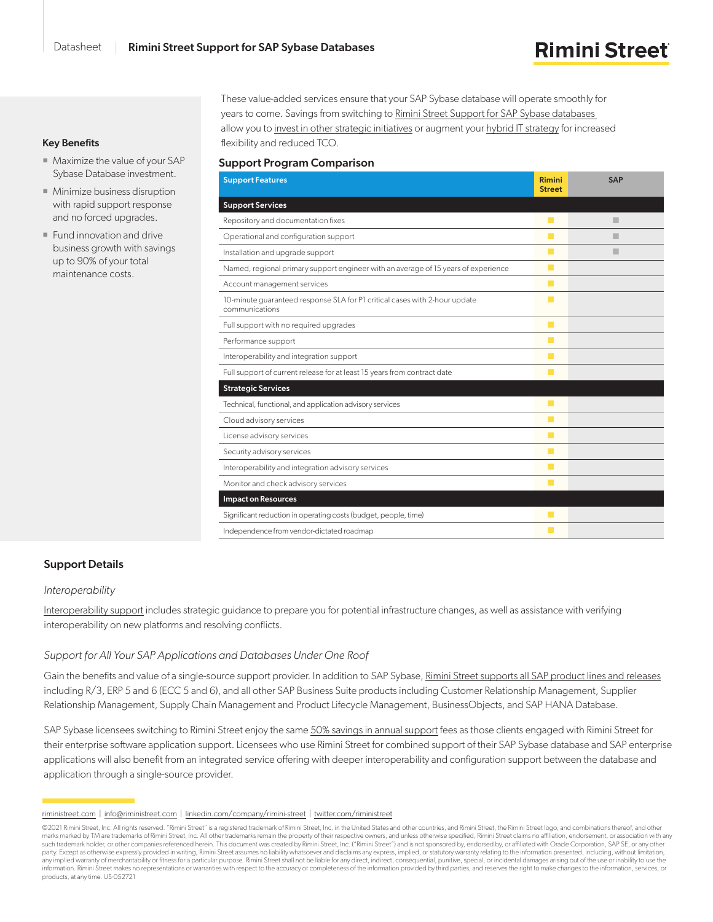## Key Benefits

- Maximize the value of your SAP Sybase Database investment.
- Minimize business disruption with rapid support response and no forced upgrades.
- Fund innovation and drive business growth with savings up to 90% of your total maintenance costs.

These value-added services ensure that your SAP Sybase database will operate smoothly for years to come. Savings from switching to Rimini Street Support for SAP Sybase databases allow you to invest in other strategic initiatives or augment your hybrid IT strategy for increased flexibility and reduced TCO.

### Support Program Comparison

| Support Features | Rimini Street | SAP |
|---|---|---|
| **Support Services** | | |
| Repository and documentation fixes | ■ | ■ |
| Operational and configuration support | ■ | ■ |
| Installation and upgrade support | ■ | ■ |
| Named, regional primary support engineer with an average of 15 years of experience | ■ | |
| Account management services | ■ | |
| 10-minute guaranteed response SLA for P1 critical cases with 2-hour update communications | ■ | |
| Full support with no required upgrades | ■ | |
| Performance support | ■ | |
| Interoperability and integration support | ■ | |
| Full support of current release for at least 15 years from contract date | ■ | |
| **Strategic Services** | | |
| Technical, functional, and application advisory services | ■ | |
| Cloud advisory services | ■ | |
| License advisory services | ■ | |
| Security advisory services | ■ | |
| Interoperability and integration advisory services | ■ | |
| Monitor and check advisory services | ■ | |
| **Impact on Resources** | | |
| Significant reduction in operating costs (budget, people, time) | ■ | |
| Independence from vendor-dictated roadmap | ■ | |

## Support Details

*Interoperability*

Interoperability support includes strategic guidance to prepare you for potential infrastructure changes, as well as assistance with verifying interoperability on new platforms and resolving conflicts.

*Support for All Your SAP Applications and Databases Under One Roof*

Gain the benefits and value of a single-source support provider. In addition to SAP Sybase, Rimini Street supports all SAP product lines and releases including R/3, ERP 5 and 6 (ECC 5 and 6), and all other SAP Business Suite products including Customer Relationship Management, Supplier Relationship Management, Supply Chain Management and Product Lifecycle Management, BusinessObjects, and SAP HANA Database.

SAP Sybase licensees switching to Rimini Street enjoy the same 50% savings in annual support fees as those clients engaged with Rimini Street for their enterprise software application support. Licensees who use Rimini Street for combined support of their SAP Sybase database and SAP enterprise applications will also benefit from an integrated service offering with deeper interoperability and configuration support between the database and application through a single-source provider.

riministreet.com | info@riministreet.com | linkedin.com/company/rimini-street | twitter.com/riministreet

©2021 Rimini Street, Inc. All rights reserved. "Rimini Street" is a registered trademark of Rimini Street, Inc. in the United States and other countries, and Rimini Street, the Rimini Street logo, and combinations thereof, and other marks marked by TM are trademarks of Rimini Street, Inc. All other trademarks remain the property of their respective owners, and unless otherwise specified, Rimini Street claims no affiliation, endorsement, or association with any such trademark holder, or other companies referenced herein. This document was created by Rimini Street, Inc. ("Rimini Street") and is not sponsored by, endorsed by, or affiliated with Oracle Corporation, SAP SE, or any other party. Except as otherwise expressly provided in writing, Rimini Street assumes no liability whatsoever and disclaims any express, implied, or statutory warranty relating to the information presented, including, without limitation, any implied warranty of merchantability or fitness for a particular purpose. Rimini Street shall not be liable for any direct, indirect, consequential, punitive, special, or incidental damages arising out of the use or inability to use the information. Rimini Street makes no representations or warranties with respect to the accuracy or completeness of the information provided by third parties, and reserves the right to make changes to the information, services, or products, at any time. US-052721